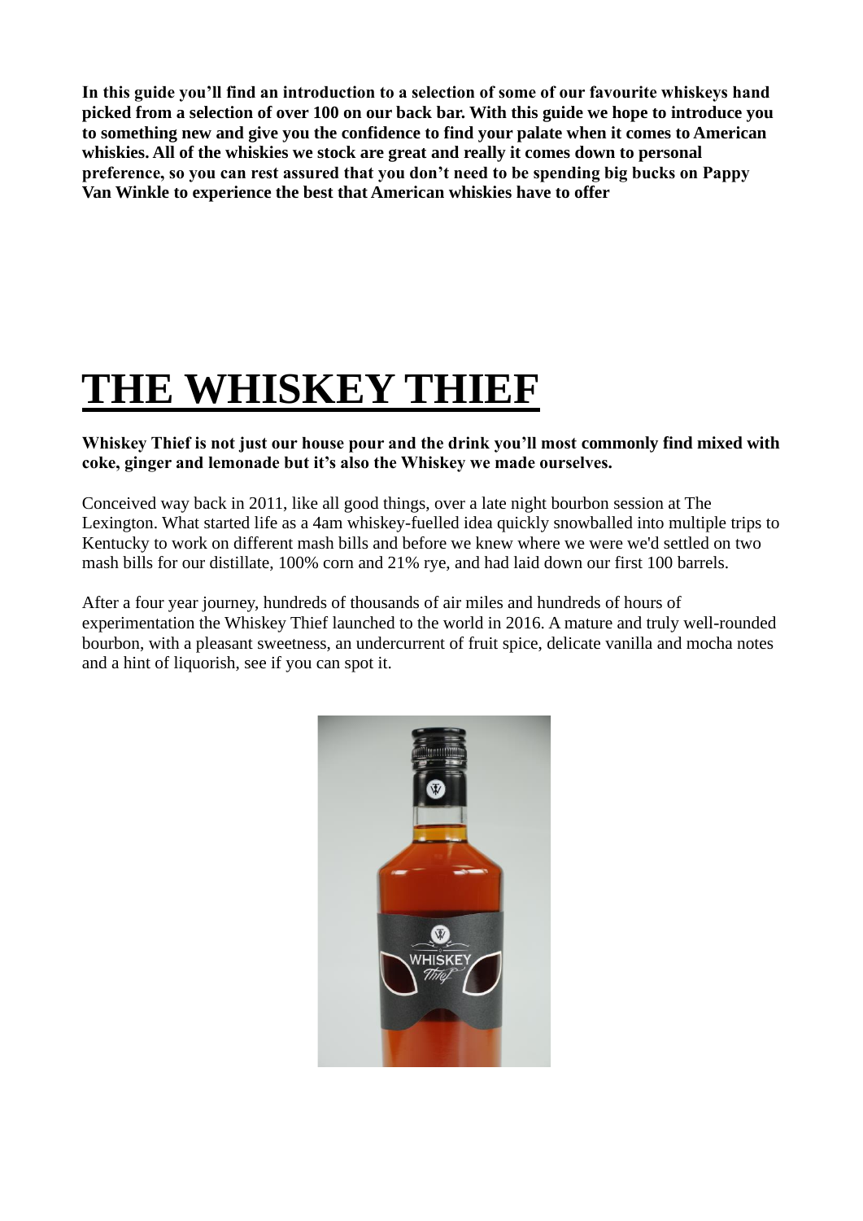**In this guide you'll find an introduction to a selection of some of our favourite whiskeys hand picked from a selection of over 100 on our back bar. With this guide we hope to introduce you to something new and give you the confidence to find your palate when it comes to American whiskies. All of the whiskies we stock are great and really it comes down to personal preference, so you can rest assured that you don't need to be spending big bucks on Pappy Van Winkle to experience the best that American whiskies have to offer**

# THE WHISKEY THIEF

**Whiskey Thief is not just our house pour and the drink you'll most commonly find mixed with coke, ginger and lemonade but it's also the Whiskey we made ourselves.**

Conceived way back in 2011, like all good things, over a late night bourbon session at The Lexington. What started life as a 4am whiskey-fuelled idea quickly snowballed into multiple trips to Kentucky to work on different mash bills and before we knew where we were we'd settled on two mash bills for our distillate, 100% corn and 21% rye, and had laid down our first 100 barrels.

After a four year journey, hundreds of thousands of air miles and hundreds of hours of experimentation the Whiskey Thief launched to the world in 2016. A mature and truly well-rounded bourbon, with a pleasant sweetness, an undercurrent of fruit spice, delicate vanilla and mocha notes and a hint of liquorish, see if you can spot it.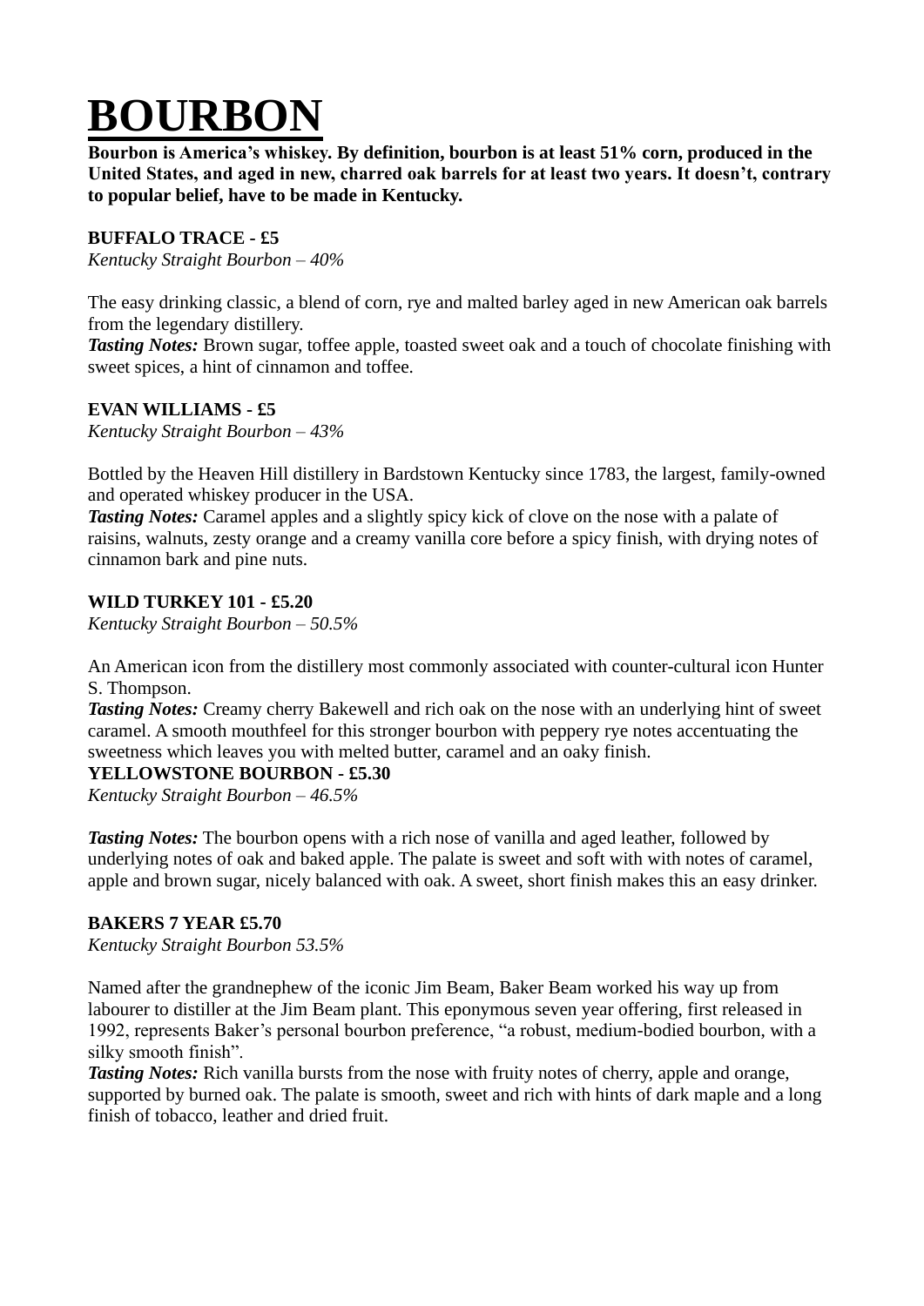# BOURBON

**Bourbon is America's whiskey. By definition, bourbon is at least 51% corn, produced in the United States, and aged in new, charred oak barrels for at least two years. It doesn't, contrary to popular belief, have to be made in Kentucky.**

**BUFFALO TRACE - £5**
*Kentucky Straight Bourbon – 40%*

The easy drinking classic, a blend of corn, rye and malted barley aged in new American oak barrels from the legendary distillery.
***Tasting Notes:*** Brown sugar, toffee apple, toasted sweet oak and a touch of chocolate finishing with sweet spices, a hint of cinnamon and toffee.

**EVAN WILLIAMS - £5**
*Kentucky Straight Bourbon – 43%*

Bottled by the Heaven Hill distillery in Bardstown Kentucky since 1783, the largest, family-owned and operated whiskey producer in the USA.
***Tasting Notes:*** Caramel apples and a slightly spicy kick of clove on the nose with a palate of raisins, walnuts, zesty orange and a creamy vanilla core before a spicy finish, with drying notes of cinnamon bark and pine nuts.

**WILD TURKEY 101 - £5.20**
*Kentucky Straight Bourbon – 50.5%*

An American icon from the distillery most commonly associated with counter-cultural icon Hunter S. Thompson.
***Tasting Notes:*** Creamy cherry Bakewell and rich oak on the nose with an underlying hint of sweet caramel. A smooth mouthfeel for this stronger bourbon with peppery rye notes accentuating the sweetness which leaves you with melted butter, caramel and an oaky finish.

**YELLOWSTONE BOURBON - £5.30**
*Kentucky Straight Bourbon – 46.5%*

***Tasting Notes:*** The bourbon opens with a rich nose of vanilla and aged leather, followed by underlying notes of oak and baked apple. The palate is sweet and soft with with notes of caramel, apple and brown sugar, nicely balanced with oak. A sweet, short finish makes this an easy drinker.

**BAKERS 7 YEAR £5.70**
*Kentucky Straight Bourbon 53.5%*

Named after the grandnephew of the iconic Jim Beam, Baker Beam worked his way up from labourer to distiller at the Jim Beam plant. This eponymous seven year offering, first released in 1992, represents Baker's personal bourbon preference, "a robust, medium-bodied bourbon, with a silky smooth finish".
***Tasting Notes:*** Rich vanilla bursts from the nose with fruity notes of cherry, apple and orange, supported by burned oak. The palate is smooth, sweet and rich with hints of dark maple and a long finish of tobacco, leather and dried fruit.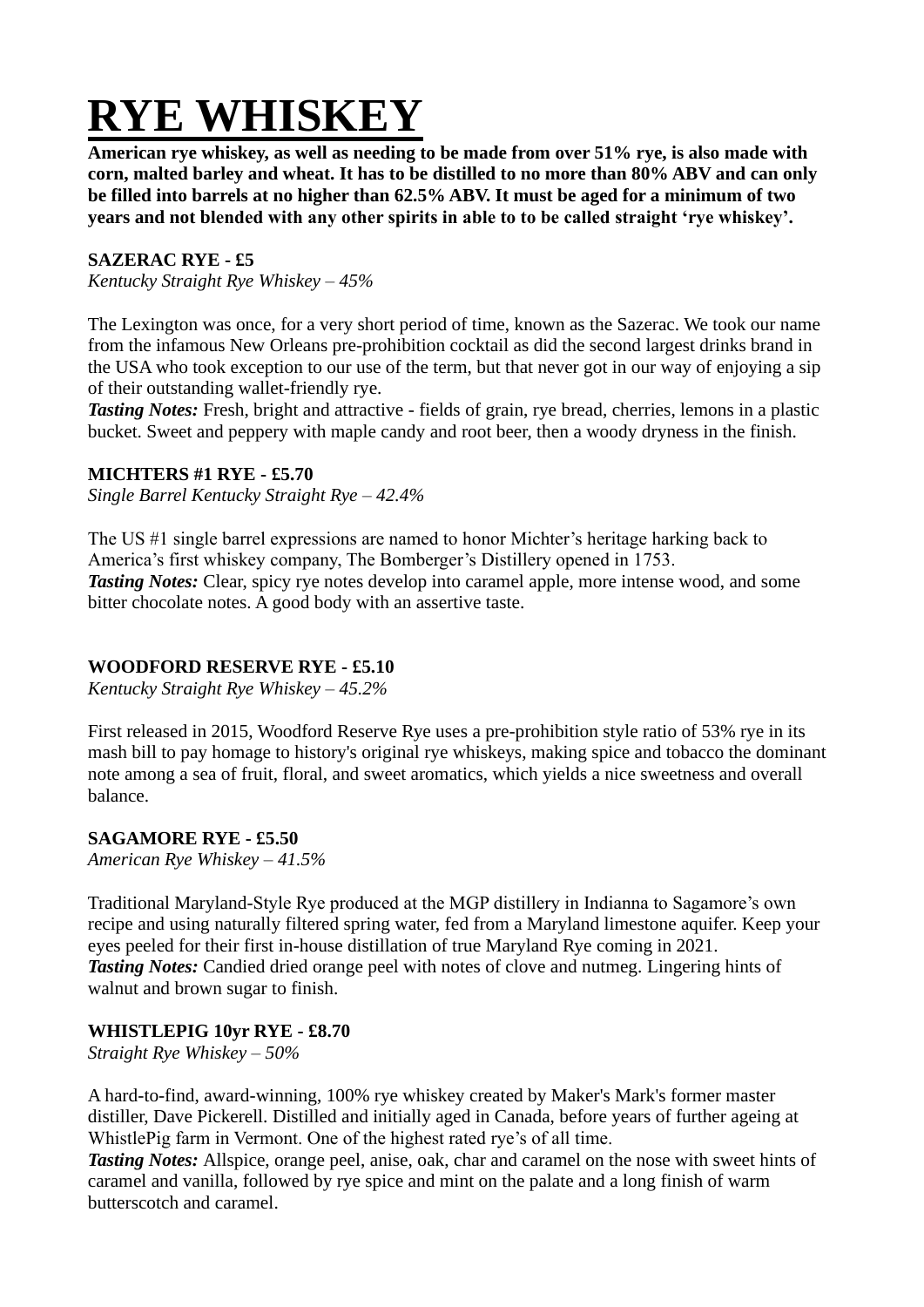# RYE WHISKEY

**American rye whiskey, as well as needing to be made from over 51% rye, is also made with corn, malted barley and wheat. It has to be distilled to no more than 80% ABV and can only be filled into barrels at no higher than 62.5% ABV. It must be aged for a minimum of two years and not blended with any other spirits in able to to be called straight 'rye whiskey'.**

**SAZERAC RYE - £5**
*Kentucky Straight Rye Whiskey – 45%*

The Lexington was once, for a very short period of time, known as the Sazerac. We took our name from the infamous New Orleans pre-prohibition cocktail as did the second largest drinks brand in the USA who took exception to our use of the term, but that never got in our way of enjoying a sip of their outstanding wallet-friendly rye.
***Tasting Notes:*** Fresh, bright and attractive - fields of grain, rye bread, cherries, lemons in a plastic bucket. Sweet and peppery with maple candy and root beer, then a woody dryness in the finish.

**MICHTERS #1 RYE - £5.70**
*Single Barrel Kentucky Straight Rye – 42.4%*

The US #1 single barrel expressions are named to honor Michter's heritage harking back to America's first whiskey company, The Bomberger's Distillery opened in 1753.
***Tasting Notes:*** Clear, spicy rye notes develop into caramel apple, more intense wood, and some bitter chocolate notes. A good body with an assertive taste.

**WOODFORD RESERVE RYE - £5.10**
*Kentucky Straight Rye Whiskey – 45.2%*

First released in 2015, Woodford Reserve Rye uses a pre-prohibition style ratio of 53% rye in its mash bill to pay homage to history's original rye whiskeys, making spice and tobacco the dominant note among a sea of fruit, floral, and sweet aromatics, which yields a nice sweetness and overall balance.

**SAGAMORE RYE - £5.50**
*American Rye Whiskey – 41.5%*

Traditional Maryland-Style Rye produced at the MGP distillery in Indianna to Sagamore's own recipe and using naturally filtered spring water, fed from a Maryland limestone aquifer. Keep your eyes peeled for their first in-house distillation of true Maryland Rye coming in 2021.
***Tasting Notes:*** Candied dried orange peel with notes of clove and nutmeg. Lingering hints of walnut and brown sugar to finish.

**WHISTLEPIG 10yr RYE - £8.70**
*Straight Rye Whiskey – 50%*

A hard-to-find, award-winning, 100% rye whiskey created by Maker's Mark's former master distiller, Dave Pickerell. Distilled and initially aged in Canada, before years of further ageing at WhistlePig farm in Vermont. One of the highest rated rye's of all time.
***Tasting Notes:*** Allspice, orange peel, anise, oak, char and caramel on the nose with sweet hints of caramel and vanilla, followed by rye spice and mint on the palate and a long finish of warm butterscotch and caramel.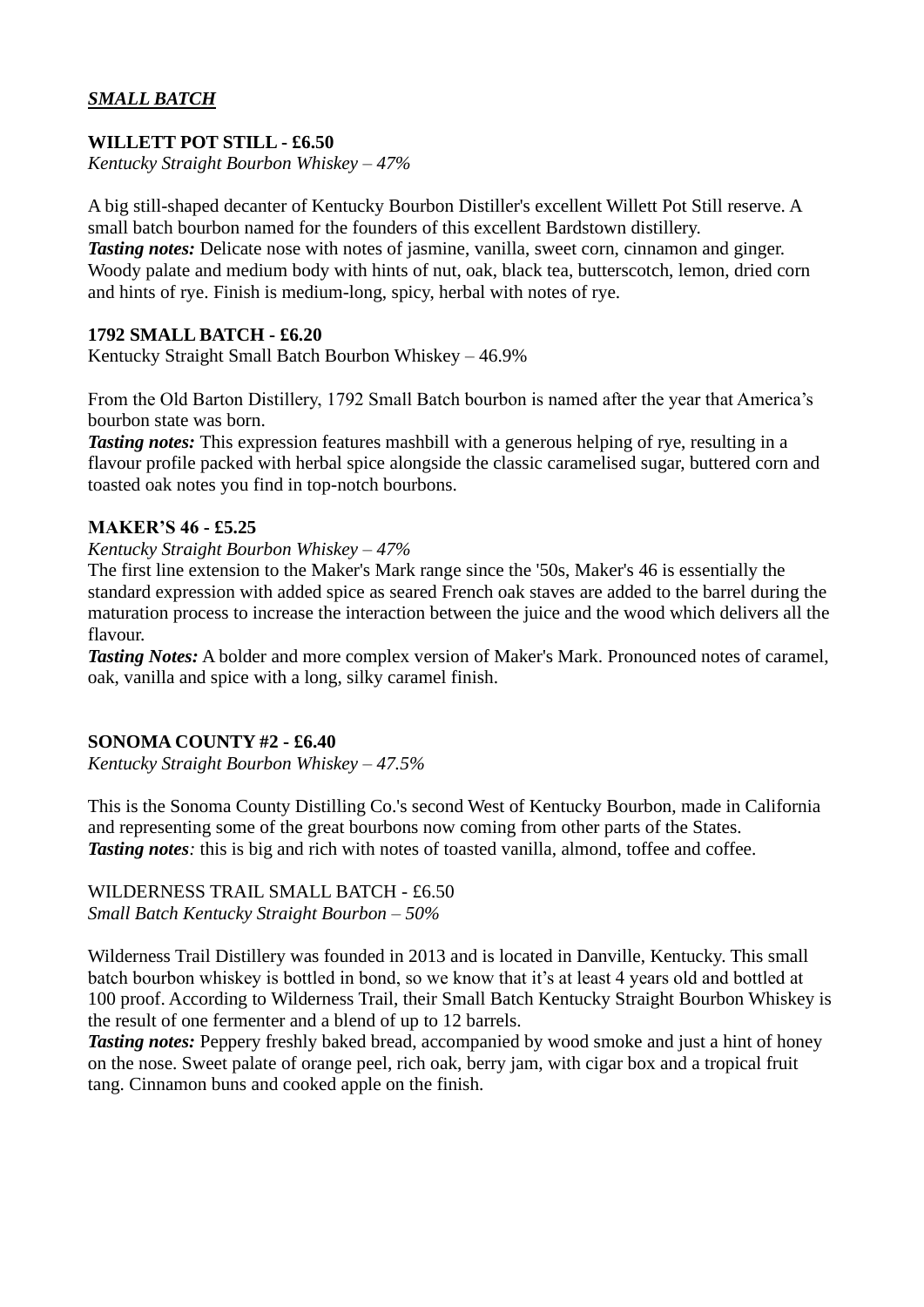***SMALL BATCH***

**WILLETT POT STILL - £6.50**
*Kentucky Straight Bourbon Whiskey – 47%*

A big still-shaped decanter of Kentucky Bourbon Distiller's excellent Willett Pot Still reserve. A small batch bourbon named for the founders of this excellent Bardstown distillery.
***Tasting notes:*** Delicate nose with notes of jasmine, vanilla, sweet corn, cinnamon and ginger. Woody palate and medium body with hints of nut, oak, black tea, butterscotch, lemon, dried corn and hints of rye. Finish is medium-long, spicy, herbal with notes of rye.

**1792 SMALL BATCH - £6.20**
Kentucky Straight Small Batch Bourbon Whiskey – 46.9%

From the Old Barton Distillery, 1792 Small Batch bourbon is named after the year that America's bourbon state was born.
***Tasting notes:*** This expression features mashbill with a generous helping of rye, resulting in a flavour profile packed with herbal spice alongside the classic caramelised sugar, buttered corn and toasted oak notes you find in top-notch bourbons.

**MAKER'S 46 - £5.25**
*Kentucky Straight Bourbon Whiskey – 47%*
The first line extension to the Maker's Mark range since the '50s, Maker's 46 is essentially the standard expression with added spice as seared French oak staves are added to the barrel during the maturation process to increase the interaction between the juice and the wood which delivers all the flavour.
***Tasting Notes:*** A bolder and more complex version of Maker's Mark. Pronounced notes of caramel, oak, vanilla and spice with a long, silky caramel finish.

**SONOMA COUNTY #2 - £6.40**
*Kentucky Straight Bourbon Whiskey – 47.5%*

This is the Sonoma County Distilling Co.'s second West of Kentucky Bourbon, made in California and representing some of the great bourbons now coming from other parts of the States.
***Tasting notes:*** this is big and rich with notes of toasted vanilla, almond, toffee and coffee.

WILDERNESS TRAIL SMALL BATCH - £6.50
*Small Batch Kentucky Straight Bourbon – 50%*

Wilderness Trail Distillery was founded in 2013 and is located in Danville, Kentucky. This small batch bourbon whiskey is bottled in bond, so we know that it's at least 4 years old and bottled at 100 proof. According to Wilderness Trail, their Small Batch Kentucky Straight Bourbon Whiskey is the result of one fermenter and a blend of up to 12 barrels.
***Tasting notes:*** Peppery freshly baked bread, accompanied by wood smoke and just a hint of honey on the nose. Sweet palate of orange peel, rich oak, berry jam, with cigar box and a tropical fruit tang. Cinnamon buns and cooked apple on the finish.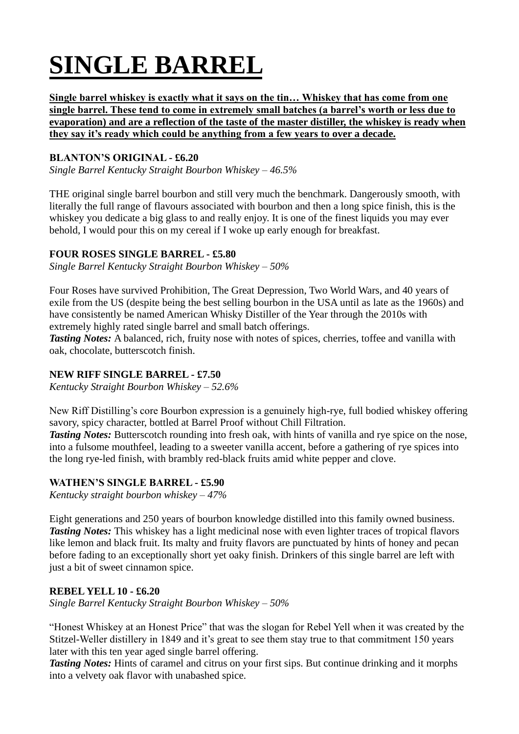# SINGLE BARREL

**Single barrel whiskey is exactly what it says on the tin… Whiskey that has come from one single barrel. These tend to come in extremely small batches (a barrel's worth or less due to evaporation) and are a reflection of the taste of the master distiller, the whiskey is ready when they say it's ready which could be anything from a few years to over a decade.**

**BLANTON'S ORIGINAL - £6.20**
*Single Barrel Kentucky Straight Bourbon Whiskey – 46.5%*

THE original single barrel bourbon and still very much the benchmark. Dangerously smooth, with literally the full range of flavours associated with bourbon and then a long spice finish, this is the whiskey you dedicate a big glass to and really enjoy. It is one of the finest liquids you may ever behold, I would pour this on my cereal if I woke up early enough for breakfast.

**FOUR ROSES SINGLE BARREL - £5.80**
*Single Barrel Kentucky Straight Bourbon Whiskey – 50%*

Four Roses have survived Prohibition, The Great Depression, Two World Wars, and 40 years of exile from the US (despite being the best selling bourbon in the USA until as late as the 1960s) and have consistently be named American Whisky Distiller of the Year through the 2010s with extremely highly rated single barrel and small batch offerings.
***Tasting Notes:*** A balanced, rich, fruity nose with notes of spices, cherries, toffee and vanilla with oak, chocolate, butterscotch finish.

**NEW RIFF SINGLE BARREL - £7.50**
*Kentucky Straight Bourbon Whiskey – 52.6%*

New Riff Distilling's core Bourbon expression is a genuinely high-rye, full bodied whiskey offering savory, spicy character, bottled at Barrel Proof without Chill Filtration.
***Tasting Notes:*** Butterscotch rounding into fresh oak, with hints of vanilla and rye spice on the nose, into a fulsome mouthfeel, leading to a sweeter vanilla accent, before a gathering of rye spices into the long rye-led finish, with brambly red-black fruits amid white pepper and clove.

**WATHEN'S SINGLE BARREL - £5.90**
*Kentucky straight bourbon whiskey – 47%*

Eight generations and 250 years of bourbon knowledge distilled into this family owned business.
***Tasting Notes:*** This whiskey has a light medicinal nose with even lighter traces of tropical flavors like lemon and black fruit. Its malty and fruity flavors are punctuated by hints of honey and pecan before fading to an exceptionally short yet oaky finish. Drinkers of this single barrel are left with just a bit of sweet cinnamon spice.

**REBEL YELL 10 - £6.20**
*Single Barrel Kentucky Straight Bourbon Whiskey – 50%*

"Honest Whiskey at an Honest Price" that was the slogan for Rebel Yell when it was created by the Stitzel-Weller distillery in 1849 and it's great to see them stay true to that commitment 150 years later with this ten year aged single barrel offering.
***Tasting Notes:*** Hints of caramel and citrus on your first sips. But continue drinking and it morphs into a velvety oak flavor with unabashed spice.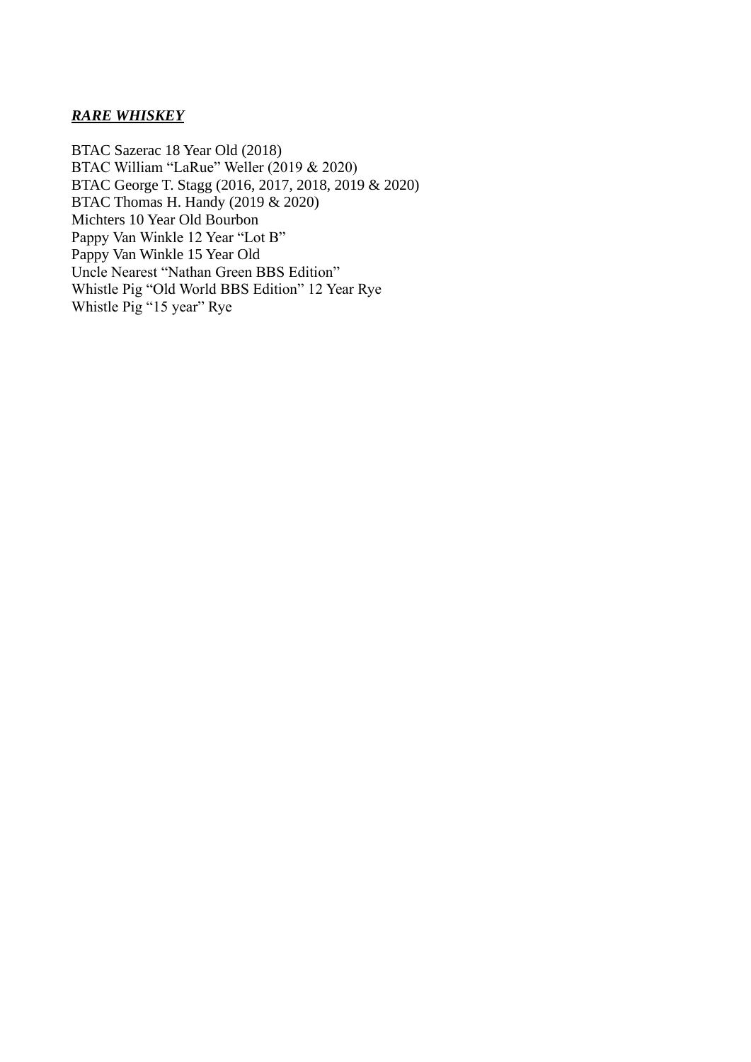## ***RARE WHISKEY***

BTAC Sazerac 18 Year Old (2018)
BTAC William "LaRue" Weller (2019 & 2020)
BTAC George T. Stagg (2016, 2017, 2018, 2019 & 2020)
BTAC Thomas H. Handy (2019 & 2020)
Michters 10 Year Old Bourbon
Pappy Van Winkle 12 Year "Lot B"
Pappy Van Winkle 15 Year Old
Uncle Nearest "Nathan Green BBS Edition"
Whistle Pig "Old World BBS Edition" 12 Year Rye
Whistle Pig "15 year" Rye